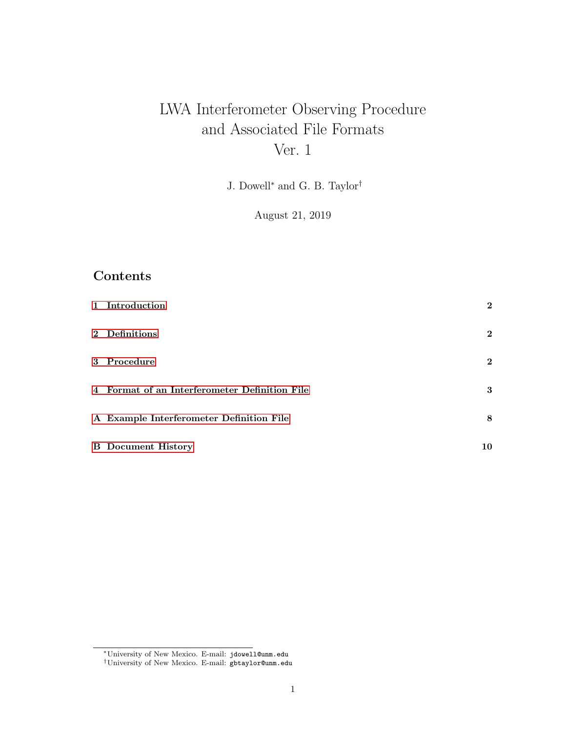# LWA Interferometer Observing Procedure and Associated File Formats Ver. 1

J. Dowell[*] and G. B. Taylor[†]

August 21, 2019

## Contents

| | |
|---|---|
| **1 Introduction** | **2** |
| **2 Definitions** | **2** |
| **3 Procedure** | **2** |
| **4 Format of an Interferometer Definition File** | **3** |
| **A Example Interferometer Definition File** | **8** |
| **B Document History** | **10** |

[*] University of New Mexico. E-mail: jdowell@unm.edu

[†] University of New Mexico. E-mail: gbtaylor@unm.edu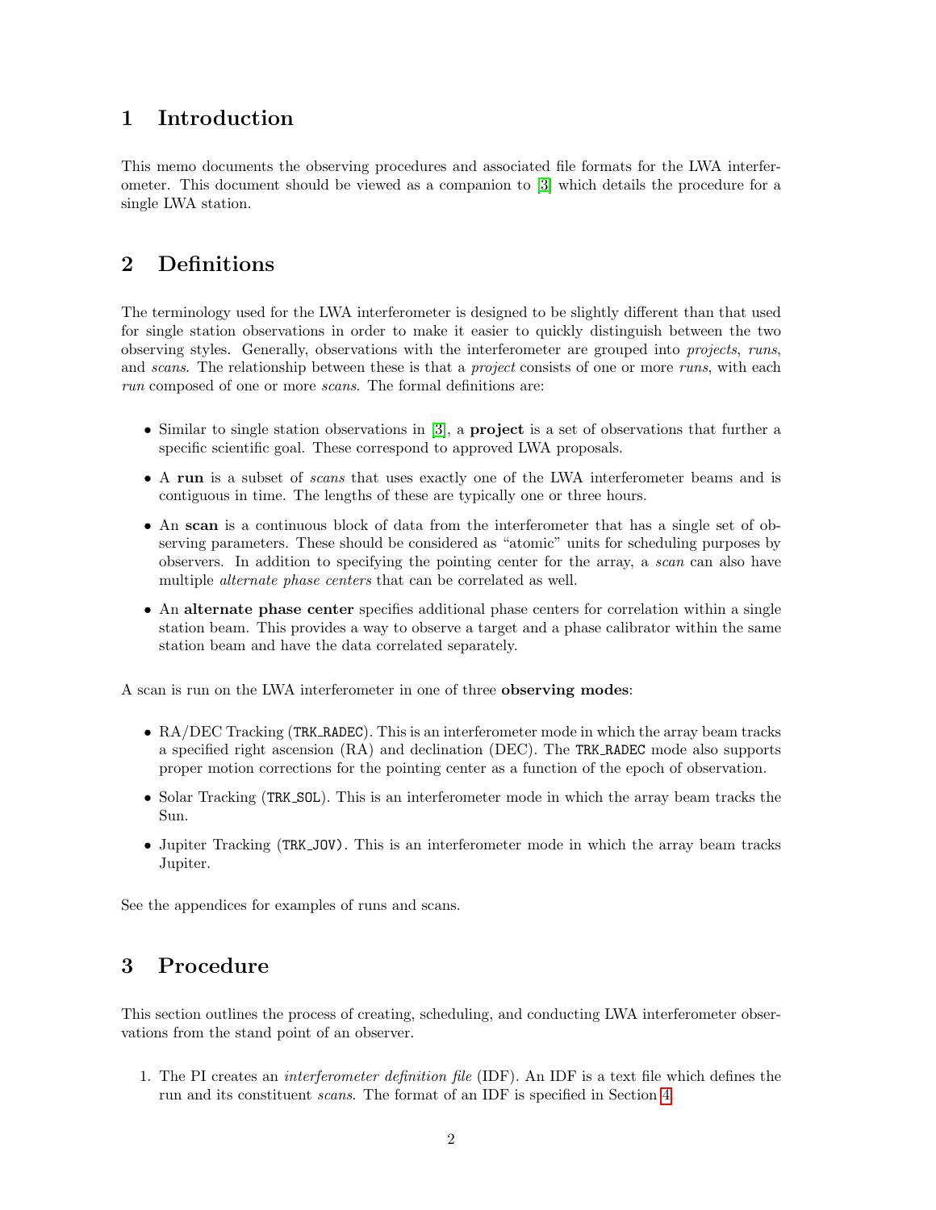# 1 Introduction

This memo documents the observing procedures and associated file formats for the LWA interferometer. This document should be viewed as a companion to [3] which details the procedure for a single LWA station.

# 2 Definitions

The terminology used for the LWA interferometer is designed to be slightly different than that used for single station observations in order to make it easier to quickly distinguish between the two observing styles. Generally, observations with the interferometer are grouped into *projects*, *runs*, and *scans*. The relationship between these is that a *project* consists of one or more *runs*, with each *run* composed of one or more *scans*. The formal definitions are:

- Similar to single station observations in [3], a **project** is a set of observations that further a specific scientific goal. These correspond to approved LWA proposals.
- A **run** is a subset of *scans* that uses exactly one of the LWA interferometer beams and is contiguous in time. The lengths of these are typically one or three hours.
- An **scan** is a continuous block of data from the interferometer that has a single set of observing parameters. These should be considered as "atomic" units for scheduling purposes by observers. In addition to specifying the pointing center for the array, a *scan* can also have multiple *alternate phase centers* that can be correlated as well.
- An **alternate phase center** specifies additional phase centers for correlation within a single station beam. This provides a way to observe a target and a phase calibrator within the same station beam and have the data correlated separately.

A scan is run on the LWA interferometer in one of three **observing modes**:

- RA/DEC Tracking (`TRK_RADEC`). This is an interferometer mode in which the array beam tracks a specified right ascension (RA) and declination (DEC). The `TRK_RADEC` mode also supports proper motion corrections for the pointing center as a function of the epoch of observation.
- Solar Tracking (`TRK_SOL`). This is an interferometer mode in which the array beam tracks the Sun.
- Jupiter Tracking (`TRK_JOV`). This is an interferometer mode in which the array beam tracks Jupiter.

See the appendices for examples of runs and scans.

# 3 Procedure

This section outlines the process of creating, scheduling, and conducting LWA interferometer observations from the stand point of an observer.

1. The PI creates an *interferometer definition file* (IDF). An IDF is a text file which defines the run and its constituent *scans*. The format of an IDF is specified in Section 4.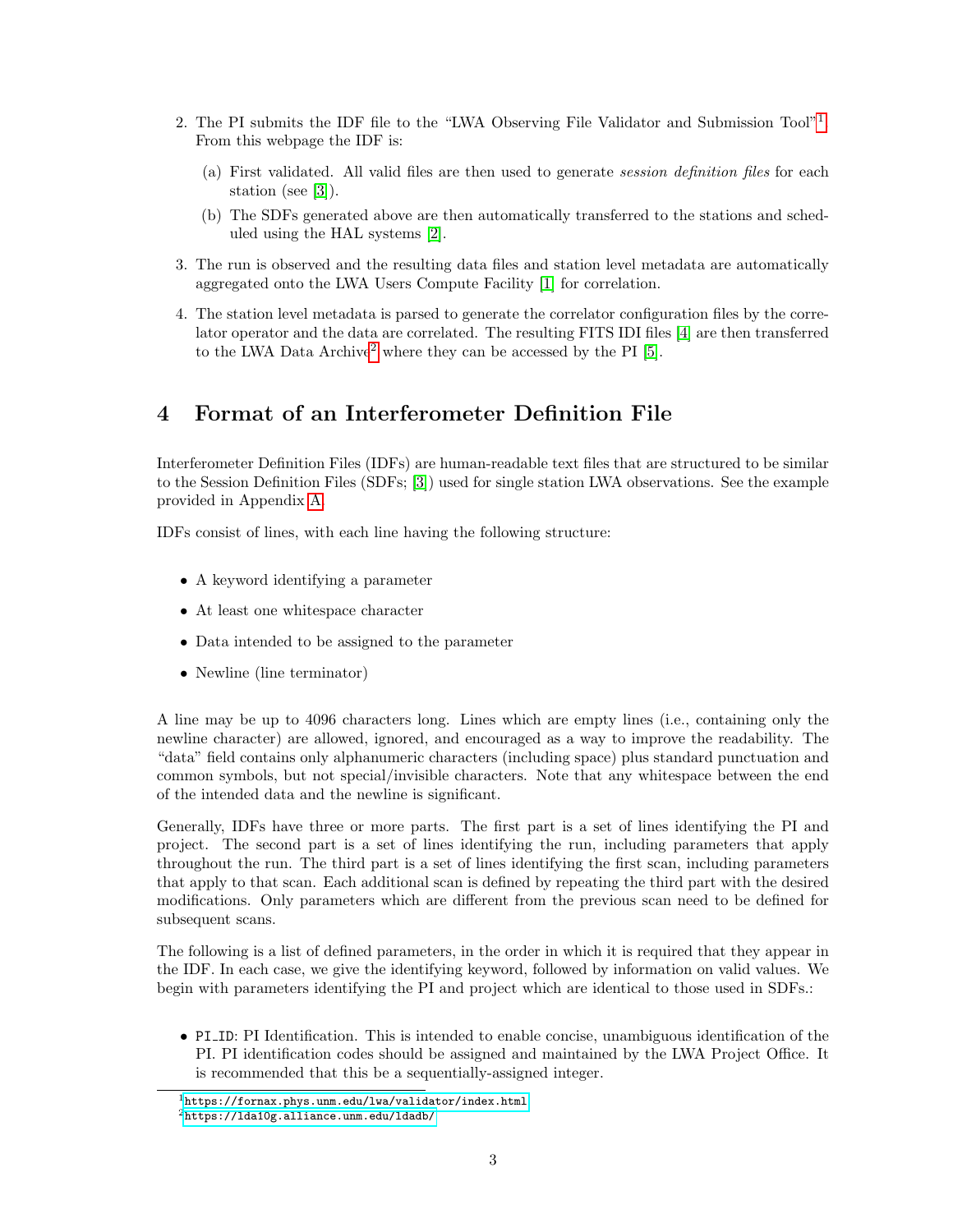2. The PI submits the IDF file to the "LWA Observing File Validator and Submission Tool"[1]. From this webpage the IDF is:

   (a) First validated. All valid files are then used to generate *session definition files* for each station (see [3]).

   (b) The SDFs generated above are then automatically transferred to the stations and scheduled using the HAL systems [2].

3. The run is observed and the resulting data files and station level metadata are automatically aggregated onto the LWA Users Compute Facility [1] for correlation.

4. The station level metadata is parsed to generate the correlator configuration files by the correlator operator and the data are correlated. The resulting FITS IDI files [4] are then transferred to the LWA Data Archive[2] where they can be accessed by the PI [5].

# 4 Format of an Interferometer Definition File

Interferometer Definition Files (IDFs) are human-readable text files that are structured to be similar to the Session Definition Files (SDFs; [3]) used for single station LWA observations. See the example provided in Appendix A.

IDFs consist of lines, with each line having the following structure:

- A keyword identifying a parameter
- At least one whitespace character
- Data intended to be assigned to the parameter
- Newline (line terminator)

A line may be up to 4096 characters long. Lines which are empty lines (i.e., containing only the newline character) are allowed, ignored, and encouraged as a way to improve the readability. The "data" field contains only alphanumeric characters (including space) plus standard punctuation and common symbols, but not special/invisible characters. Note that any whitespace between the end of the intended data and the newline is significant.

Generally, IDFs have three or more parts. The first part is a set of lines identifying the PI and project. The second part is a set of lines identifying the run, including parameters that apply throughout the run. The third part is a set of lines identifying the first scan, including parameters that apply to that scan. Each additional scan is defined by repeating the third part with the desired modifications. Only parameters which are different from the previous scan need to be defined for subsequent scans.

The following is a list of defined parameters, in the order in which it is required that they appear in the IDF. In each case, we give the identifying keyword, followed by information on valid values. We begin with parameters identifying the PI and project which are identical to those used in SDFs.:

- `PI_ID`: PI Identification. This is intended to enable concise, unambiguous identification of the PI. PI identification codes should be assigned and maintained by the LWA Project Office. It is recommended that this be a sequentially-assigned integer.

[1] https://fornax.phys.unm.edu/lwa/validator/index.html

[2] https://lda10g.alliance.unm.edu/ldadb/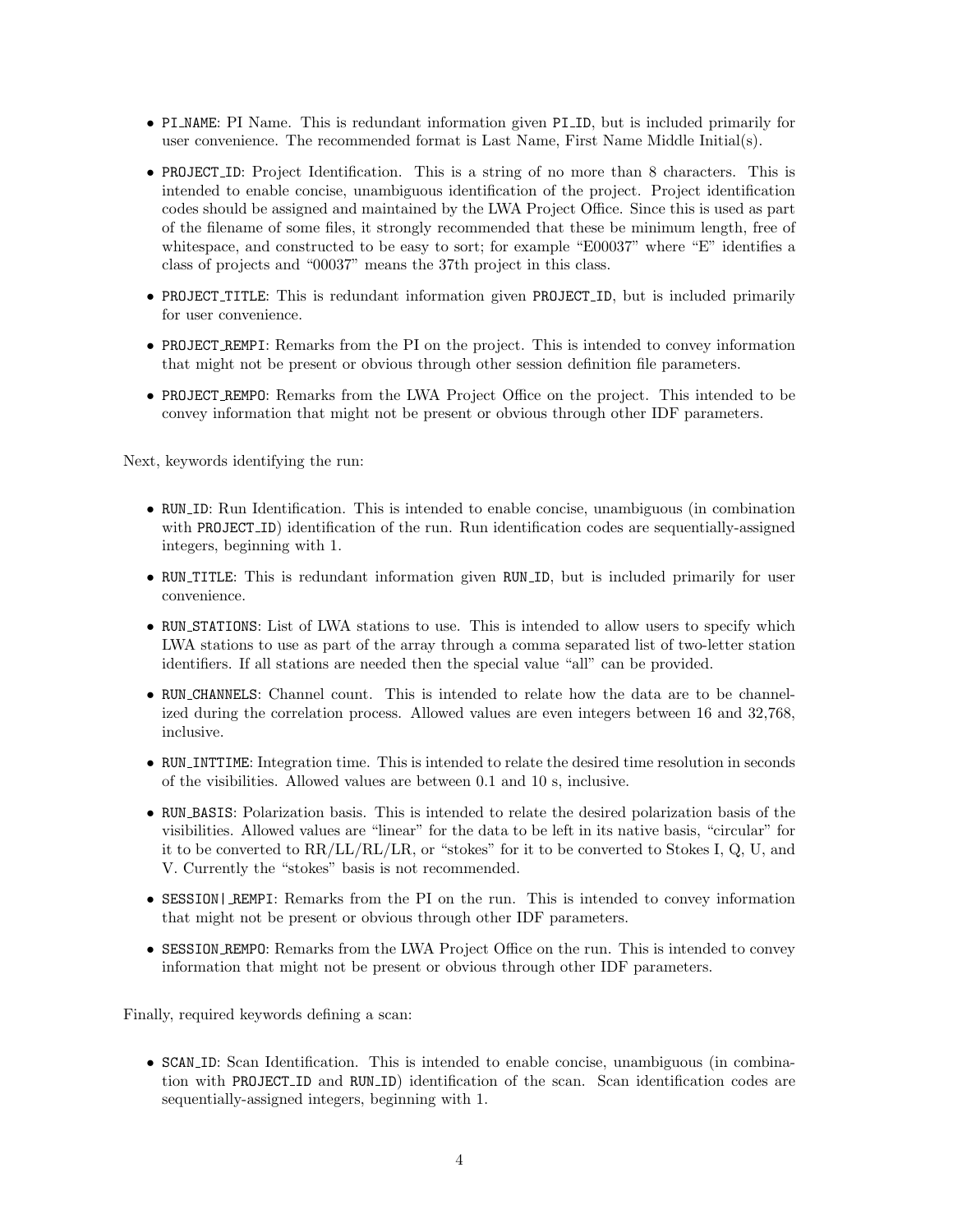- PI_NAME: PI Name. This is redundant information given PI_ID, but is included primarily for user convenience. The recommended format is Last Name, First Name Middle Initial(s).
- PROJECT_ID: Project Identification. This is a string of no more than 8 characters. This is intended to enable concise, unambiguous identification of the project. Project identification codes should be assigned and maintained by the LWA Project Office. Since this is used as part of the filename of some files, it strongly recommended that these be minimum length, free of whitespace, and constructed to be easy to sort; for example "E00037" where "E" identifies a class of projects and "00037" means the 37th project in this class.
- PROJECT_TITLE: This is redundant information given PROJECT_ID, but is included primarily for user convenience.
- PROJECT_REMPI: Remarks from the PI on the project. This is intended to convey information that might not be present or obvious through other session definition file parameters.
- PROJECT_REMPO: Remarks from the LWA Project Office on the project. This intended to be convey information that might not be present or obvious through other IDF parameters.

Next, keywords identifying the run:

- RUN_ID: Run Identification. This is intended to enable concise, unambiguous (in combination with PROJECT_ID) identification of the run. Run identification codes are sequentially-assigned integers, beginning with 1.
- RUN_TITLE: This is redundant information given RUN_ID, but is included primarily for user convenience.
- RUN_STATIONS: List of LWA stations to use. This is intended to allow users to specify which LWA stations to use as part of the array through a comma separated list of two-letter station identifiers. If all stations are needed then the special value "all" can be provided.
- RUN_CHANNELS: Channel count. This is intended to relate how the data are to be channelized during the correlation process. Allowed values are even integers between 16 and 32,768, inclusive.
- RUN_INTTIME: Integration time. This is intended to relate the desired time resolution in seconds of the visibilities. Allowed values are between 0.1 and 10 s, inclusive.
- RUN_BASIS: Polarization basis. This is intended to relate the desired polarization basis of the visibilities. Allowed values are "linear" for the data to be left in its native basis, "circular" for it to be converted to RR/LL/RL/LR, or "stokes" for it to be converted to Stokes I, Q, U, and V. Currently the "stokes" basis is not recommended.
- SESSION|_REMPI: Remarks from the PI on the run. This is intended to convey information that might not be present or obvious through other IDF parameters.
- SESSION_REMPO: Remarks from the LWA Project Office on the run. This is intended to convey information that might not be present or obvious through other IDF parameters.

Finally, required keywords defining a scan:

- SCAN_ID: Scan Identification. This is intended to enable concise, unambiguous (in combination with PROJECT_ID and RUN_ID) identification of the scan. Scan identification codes are sequentially-assigned integers, beginning with 1.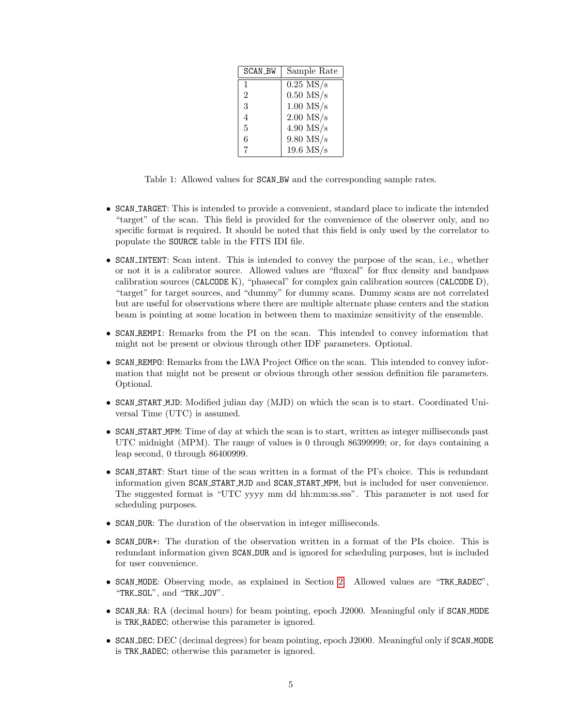| SCAN_BW | Sample Rate |
|---|---|
| 1 | 0.25 MS/s |
| 2 | 0.50 MS/s |
| 3 | 1.00 MS/s |
| 4 | 2.00 MS/s |
| 5 | 4.90 MS/s |
| 6 | 9.80 MS/s |
| 7 | 19.6 MS/s |

Table 1: Allowed values for SCAN_BW and the corresponding sample rates.

- SCAN_TARGET: This is intended to provide a convenient, standard place to indicate the intended "target" of the scan. This field is provided for the convenience of the observer only, and no specific format is required. It should be noted that this field is only used by the correlator to populate the SOURCE table in the FITS IDI file.
- SCAN_INTENT: Scan intent. This is intended to convey the purpose of the scan, i.e., whether or not it is a calibrator source. Allowed values are "fluxcal" for flux density and bandpass calibration sources (CALCODE K), "phasecal" for complex gain calibration sources (CALCODE D), "target" for target sources, and "dummy" for dummy scans. Dummy scans are not correlated but are useful for observations where there are multiple alternate phase centers and the station beam is pointing at some location in between them to maximize sensitivity of the ensemble.
- SCAN_REMPI: Remarks from the PI on the scan. This intended to convey information that might not be present or obvious through other IDF parameters. Optional.
- SCAN_REMPO: Remarks from the LWA Project Office on the scan. This intended to convey information that might not be present or obvious through other session definition file parameters. Optional.
- SCAN_START_MJD: Modified julian day (MJD) on which the scan is to start. Coordinated Universal Time (UTC) is assumed.
- SCAN_START_MPM: Time of day at which the scan is to start, written as integer milliseconds past UTC midnight (MPM). The range of values is 0 through 86399999; or, for days containing a leap second, 0 through 86400999.
- SCAN_START: Start time of the scan written in a format of the PI's choice. This is redundant information given SCAN_START_MJD and SCAN_START_MPM, but is included for user convenience. The suggested format is "UTC yyyy mm dd hh:mm:ss.sss". This parameter is not used for scheduling purposes.
- SCAN_DUR: The duration of the observation in integer milliseconds.
- SCAN_DUR+: The duration of the observation written in a format of the PIs choice. This is redundant information given SCAN_DUR and is ignored for scheduling purposes, but is included for user convenience.
- SCAN_MODE: Observing mode, as explained in Section 2. Allowed values are "TRK_RADEC", "TRK_SOL", and "TRK_JOV".
- SCAN_RA: RA (decimal hours) for beam pointing, epoch J2000. Meaningful only if SCAN_MODE is TRK_RADEC; otherwise this parameter is ignored.
- SCAN_DEC: DEC (decimal degrees) for beam pointing, epoch J2000. Meaningful only if SCAN_MODE is TRK_RADEC; otherwise this parameter is ignored.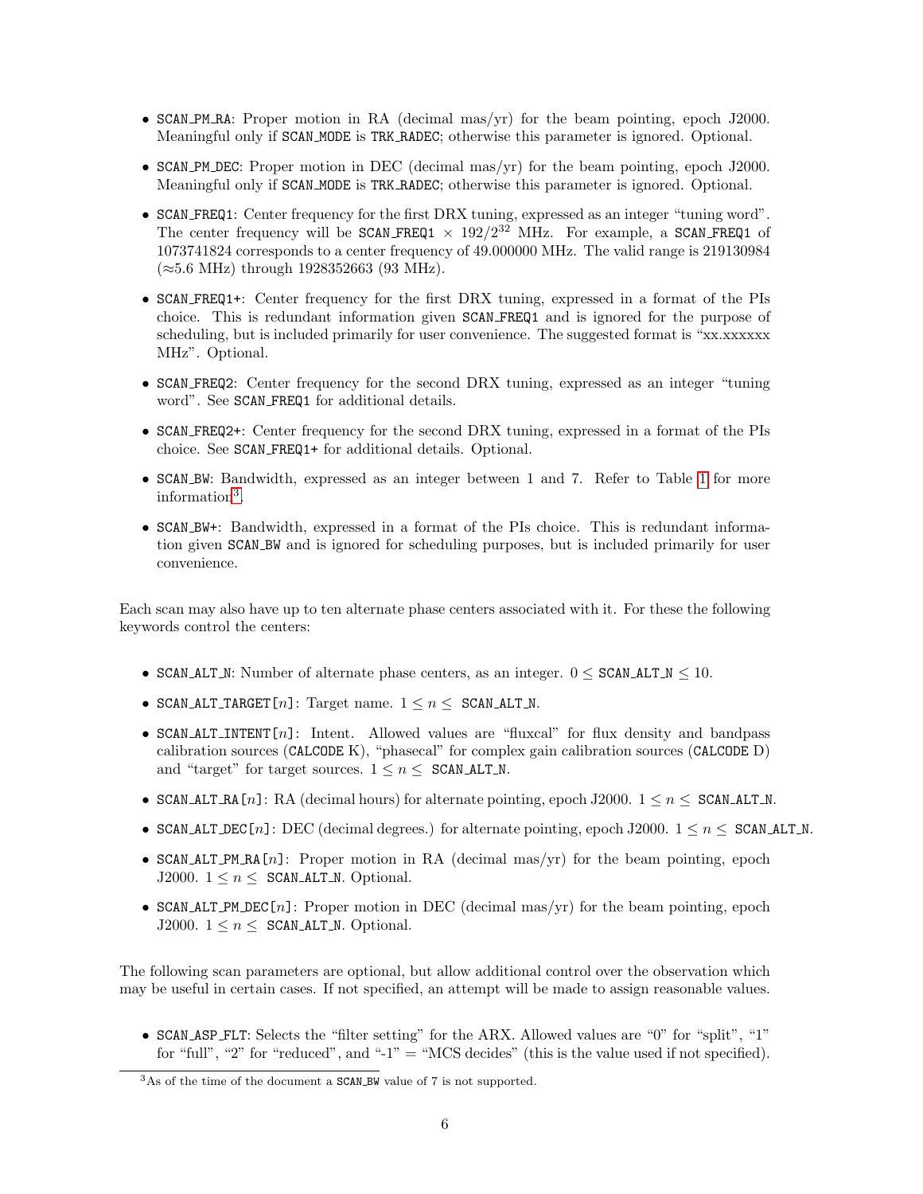- SCAN_PM_RA: Proper motion in RA (decimal mas/yr) for the beam pointing, epoch J2000. Meaningful only if SCAN_MODE is TRK_RADEC; otherwise this parameter is ignored. Optional.

- SCAN_PM_DEC: Proper motion in DEC (decimal mas/yr) for the beam pointing, epoch J2000. Meaningful only if SCAN_MODE is TRK_RADEC; otherwise this parameter is ignored. Optional.

- SCAN_FREQ1: Center frequency for the first DRX tuning, expressed as an integer "tuning word". The center frequency will be SCAN_FREQ1 $\times$ $192/2^{32}$ MHz. For example, a SCAN_FREQ1 of 1073741824 corresponds to a center frequency of 49.000000 MHz. The valid range is 219130984 ($\approx$5.6 MHz) through 1928352663 (93 MHz).

- SCAN_FREQ1+: Center frequency for the first DRX tuning, expressed in a format of the PIs choice. This is redundant information given SCAN_FREQ1 and is ignored for the purpose of scheduling, but is included primarily for user convenience. The suggested format is "xx.xxxxxx MHz". Optional.

- SCAN_FREQ2: Center frequency for the second DRX tuning, expressed as an integer "tuning word". See SCAN_FREQ1 for additional details.

- SCAN_FREQ2+: Center frequency for the second DRX tuning, expressed in a format of the PIs choice. See SCAN_FREQ1+ for additional details. Optional.

- SCAN_BW: Bandwidth, expressed as an integer between 1 and 7. Refer to Table 1 for more information[3].

- SCAN_BW+: Bandwidth, expressed in a format of the PIs choice. This is redundant information given SCAN_BW and is ignored for scheduling purposes, but is included primarily for user convenience.

Each scan may also have up to ten alternate phase centers associated with it. For these the following keywords control the centers:

- SCAN_ALT_N: Number of alternate phase centers, as an integer. $0 \leq$ SCAN_ALT_N $\leq 10$.

- SCAN_ALT_TARGET[$n$]: Target name. $1 \leq n \leq$ SCAN_ALT_N.

- SCAN_ALT_INTENT[$n$]: Intent. Allowed values are "fluxcal" for flux density and bandpass calibration sources (CALCODE K), "phasecal" for complex gain calibration sources (CALCODE D) and "target" for target sources. $1 \leq n \leq$ SCAN_ALT_N.

- SCAN_ALT_RA[$n$]: RA (decimal hours) for alternate pointing, epoch J2000. $1 \leq n \leq$ SCAN_ALT_N.

- SCAN_ALT_DEC[$n$]: DEC (decimal degrees.) for alternate pointing, epoch J2000. $1 \leq n \leq$ SCAN_ALT_N.

- SCAN_ALT_PM_RA[$n$]: Proper motion in RA (decimal mas/yr) for the beam pointing, epoch J2000. $1 \leq n \leq$ SCAN_ALT_N. Optional.

- SCAN_ALT_PM_DEC[$n$]: Proper motion in DEC (decimal mas/yr) for the beam pointing, epoch J2000. $1 \leq n \leq$ SCAN_ALT_N. Optional.

The following scan parameters are optional, but allow additional control over the observation which may be useful in certain cases. If not specified, an attempt will be made to assign reasonable values.

- SCAN_ASP_FLT: Selects the "filter setting" for the ARX. Allowed values are "0" for "split", "1" for "full", "2" for "reduced", and "-1" = "MCS decides" (this is the value used if not specified).

[3] As of the time of the document a SCAN_BW value of 7 is not supported.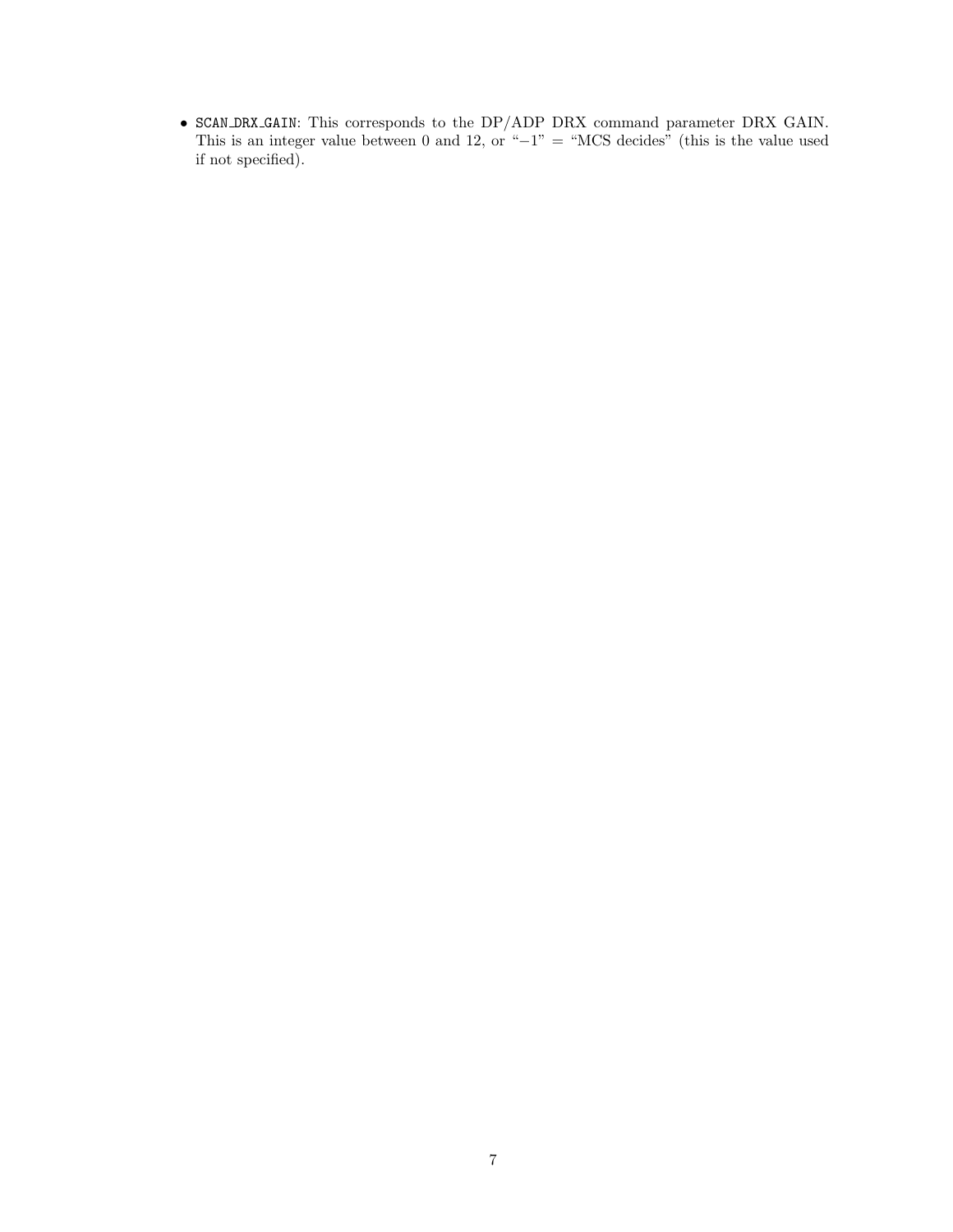- `SCAN_DRX_GAIN`: This corresponds to the DP/ADP DRX command parameter DRX GAIN. This is an integer value between 0 and 12, or "−1" = "MCS decides" (this is the value used if not specified).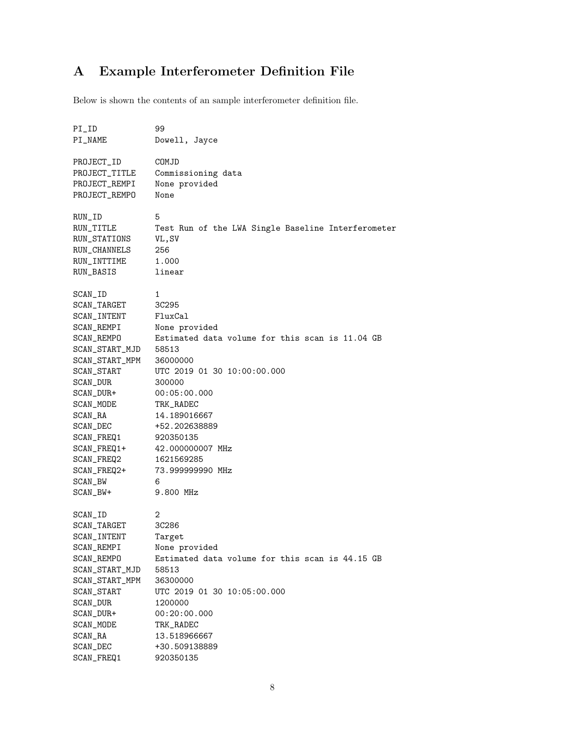# A Example Interferometer Definition File

Below is shown the contents of an sample interferometer definition file.

```
PI_ID           99
PI_NAME         Dowell, Jayce

PROJECT_ID      COMJD
PROJECT_TITLE   Commissioning data
PROJECT_REMPI   None provided
PROJECT_REMPO   None

RUN_ID          5
RUN_TITLE       Test Run of the LWA Single Baseline Interferometer
RUN_STATIONS    VL,SV
RUN_CHANNELS    256
RUN_INTTIME     1.000
RUN_BASIS       linear

SCAN_ID         1
SCAN_TARGET     3C295
SCAN_INTENT     FluxCal
SCAN_REMPI      None provided
SCAN_REMPO      Estimated data volume for this scan is 11.04 GB
SCAN_START_MJD  58513
SCAN_START_MPM  36000000
SCAN_START      UTC 2019 01 30 10:00:00.000
SCAN_DUR        300000
SCAN_DUR+       00:05:00.000
SCAN_MODE       TRK_RADEC
SCAN_RA         14.189016667
SCAN_DEC        +52.202638889
SCAN_FREQ1      920350135
SCAN_FREQ1+     42.000000007 MHz
SCAN_FREQ2      1621569285
SCAN_FREQ2+     73.999999990 MHz
SCAN_BW         6
SCAN_BW+        9.800 MHz

SCAN_ID         2
SCAN_TARGET     3C286
SCAN_INTENT     Target
SCAN_REMPI      None provided
SCAN_REMPO      Estimated data volume for this scan is 44.15 GB
SCAN_START_MJD  58513
SCAN_START_MPM  36300000
SCAN_START      UTC 2019 01 30 10:05:00.000
SCAN_DUR        1200000
SCAN_DUR+       00:20:00.000
SCAN_MODE       TRK_RADEC
SCAN_RA         13.518966667
SCAN_DEC        +30.509138889
SCAN_FREQ1      920350135
```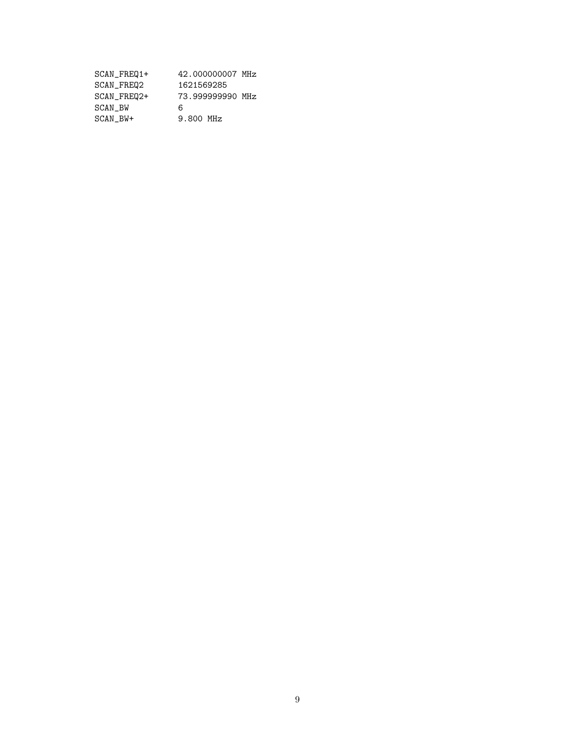```
SCAN_FREQ1+     42.000000007 MHz
SCAN_FREQ2      1621569285
SCAN_FREQ2+     73.999999990 MHz
SCAN_BW         6
SCAN_BW+        9.800 MHz
```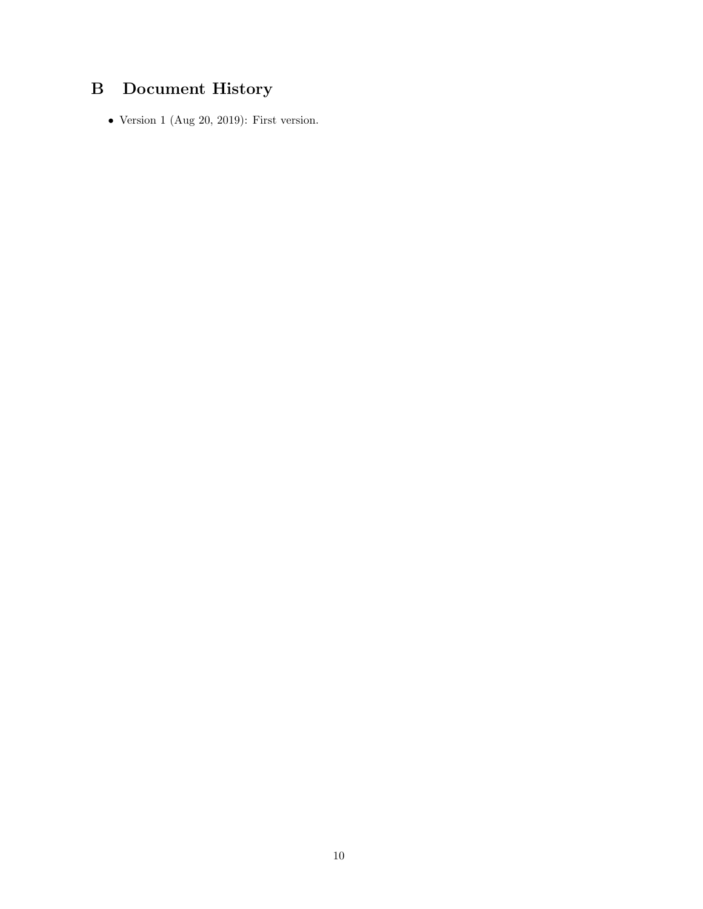# B Document History

- Version 1 (Aug 20, 2019): First version.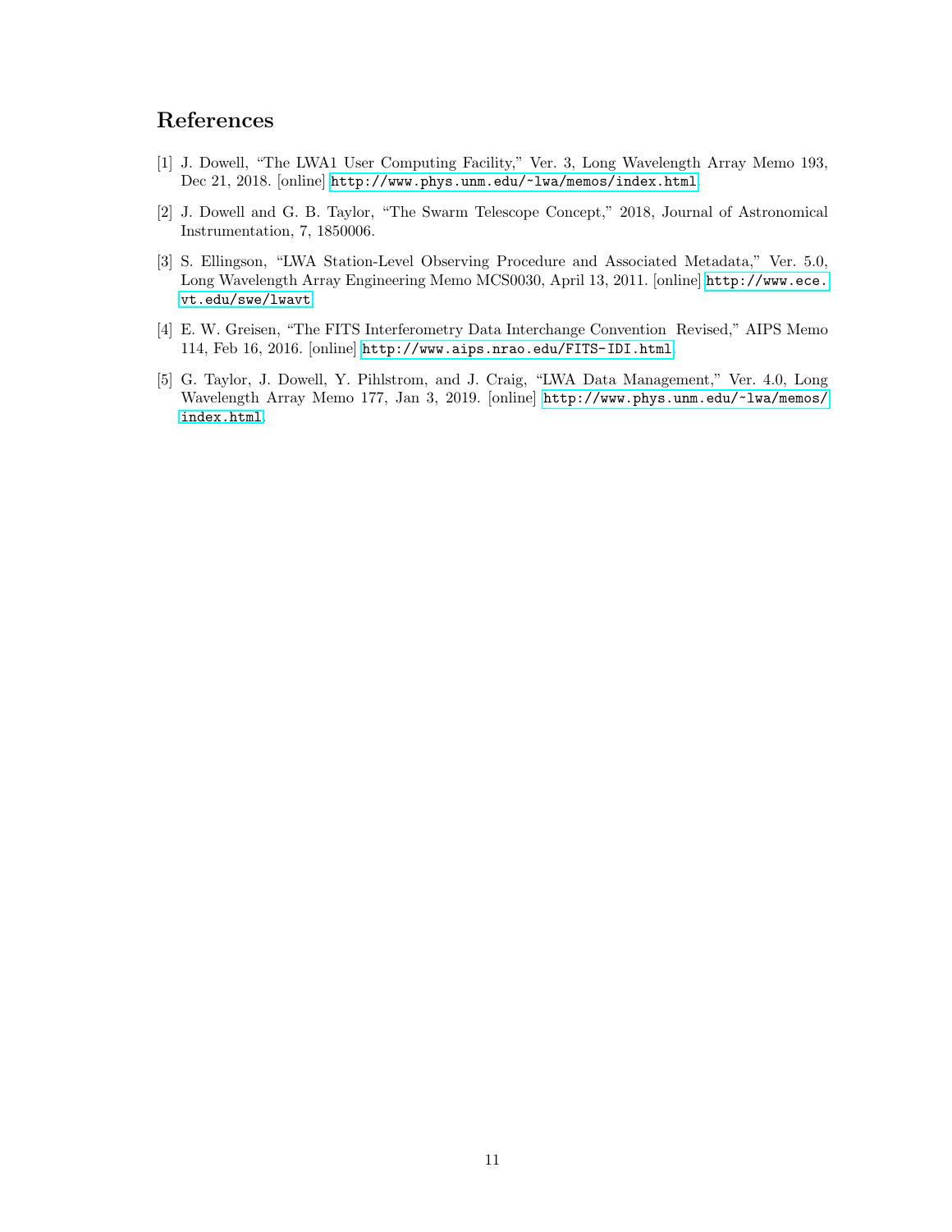# References

[1] J. Dowell, "The LWA1 User Computing Facility," Ver. 3, Long Wavelength Array Memo 193, Dec 21, 2018. [online] http://www.phys.unm.edu/~lwa/memos/index.html

[2] J. Dowell and G. B. Taylor, "The Swarm Telescope Concept," 2018, Journal of Astronomical Instrumentation, 7, 1850006.

[3] S. Ellingson, "LWA Station-Level Observing Procedure and Associated Metadata," Ver. 5.0, Long Wavelength Array Engineering Memo MCS0030, April 13, 2011. [online] http://www.ece.vt.edu/swe/lwavt

[4] E. W. Greisen, "The FITS Interferometry Data Interchange Convention Revised," AIPS Memo 114, Feb 16, 2016. [online] http://www.aips.nrao.edu/FITS-IDI.html

[5] G. Taylor, J. Dowell, Y. Pihlstrom, and J. Craig, "LWA Data Management," Ver. 4.0, Long Wavelength Array Memo 177, Jan 3, 2019. [online] http://www.phys.unm.edu/~lwa/memos/index.html.